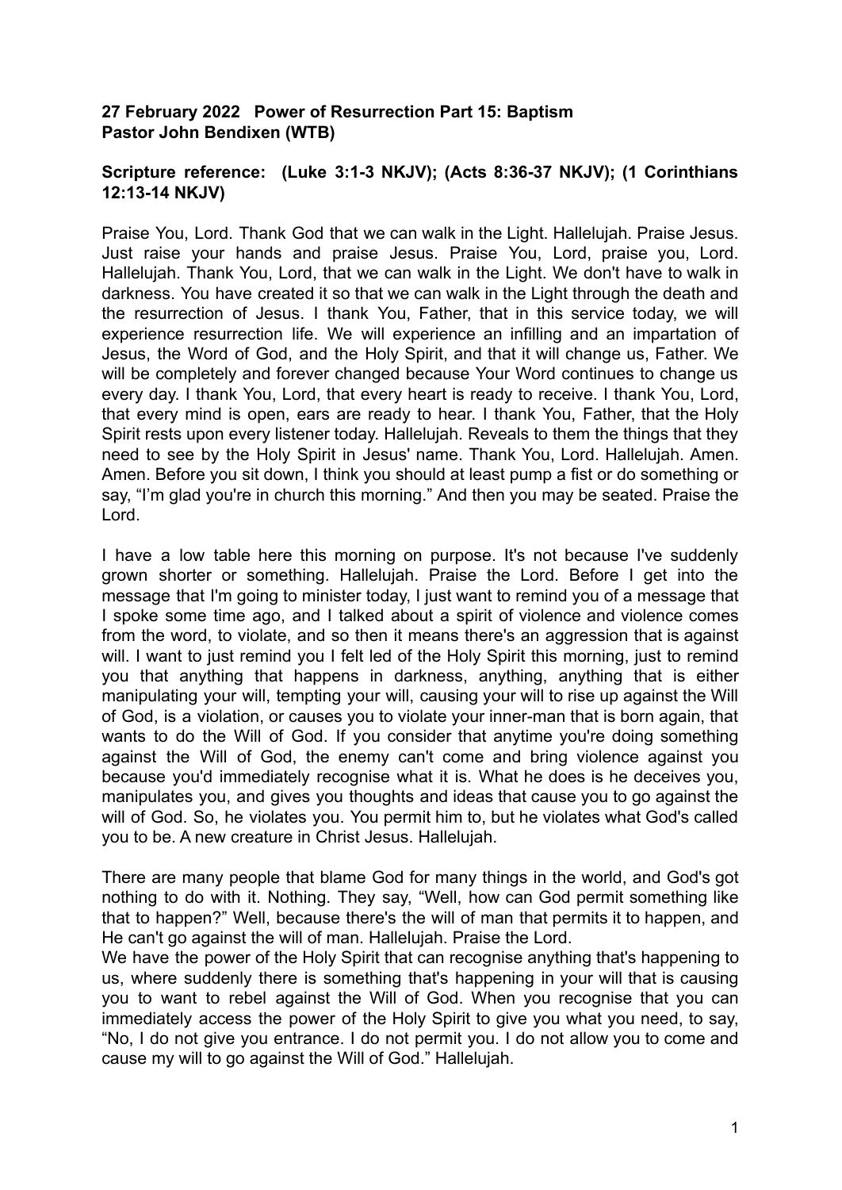**27 February 2022 Power of Resurrection Part 15: Baptism**
**Pastor John Bendixen (WTB)**

**Scripture reference: (Luke 3:1-3 NKJV); (Acts 8:36-37 NKJV); (1 Corinthians 12:13-14 NKJV)**

Praise You, Lord. Thank God that we can walk in the Light. Hallelujah. Praise Jesus. Just raise your hands and praise Jesus. Praise You, Lord, praise you, Lord. Hallelujah. Thank You, Lord, that we can walk in the Light. We don't have to walk in darkness. You have created it so that we can walk in the Light through the death and the resurrection of Jesus. I thank You, Father, that in this service today, we will experience resurrection life. We will experience an infilling and an impartation of Jesus, the Word of God, and the Holy Spirit, and that it will change us, Father. We will be completely and forever changed because Your Word continues to change us every day. I thank You, Lord, that every heart is ready to receive. I thank You, Lord, that every mind is open, ears are ready to hear. I thank You, Father, that the Holy Spirit rests upon every listener today. Hallelujah. Reveals to them the things that they need to see by the Holy Spirit in Jesus' name. Thank You, Lord. Hallelujah. Amen. Amen. Before you sit down, I think you should at least pump a fist or do something or say, "I'm glad you're in church this morning." And then you may be seated. Praise the Lord.

I have a low table here this morning on purpose. It's not because I've suddenly grown shorter or something. Hallelujah. Praise the Lord. Before I get into the message that I'm going to minister today, I just want to remind you of a message that I spoke some time ago, and I talked about a spirit of violence and violence comes from the word, to violate, and so then it means there's an aggression that is against will. I want to just remind you I felt led of the Holy Spirit this morning, just to remind you that anything that happens in darkness, anything, anything that is either manipulating your will, tempting your will, causing your will to rise up against the Will of God, is a violation, or causes you to violate your inner-man that is born again, that wants to do the Will of God. If you consider that anytime you're doing something against the Will of God, the enemy can't come and bring violence against you because you'd immediately recognise what it is. What he does is he deceives you, manipulates you, and gives you thoughts and ideas that cause you to go against the will of God. So, he violates you. You permit him to, but he violates what God's called you to be. A new creature in Christ Jesus. Hallelujah.

There are many people that blame God for many things in the world, and God's got nothing to do with it. Nothing. They say, "Well, how can God permit something like that to happen?" Well, because there's the will of man that permits it to happen, and He can't go against the will of man. Hallelujah. Praise the Lord.
We have the power of the Holy Spirit that can recognise anything that's happening to us, where suddenly there is something that's happening in your will that is causing you to want to rebel against the Will of God. When you recognise that you can immediately access the power of the Holy Spirit to give you what you need, to say, "No, I do not give you entrance. I do not permit you. I do not allow you to come and cause my will to go against the Will of God." Hallelujah.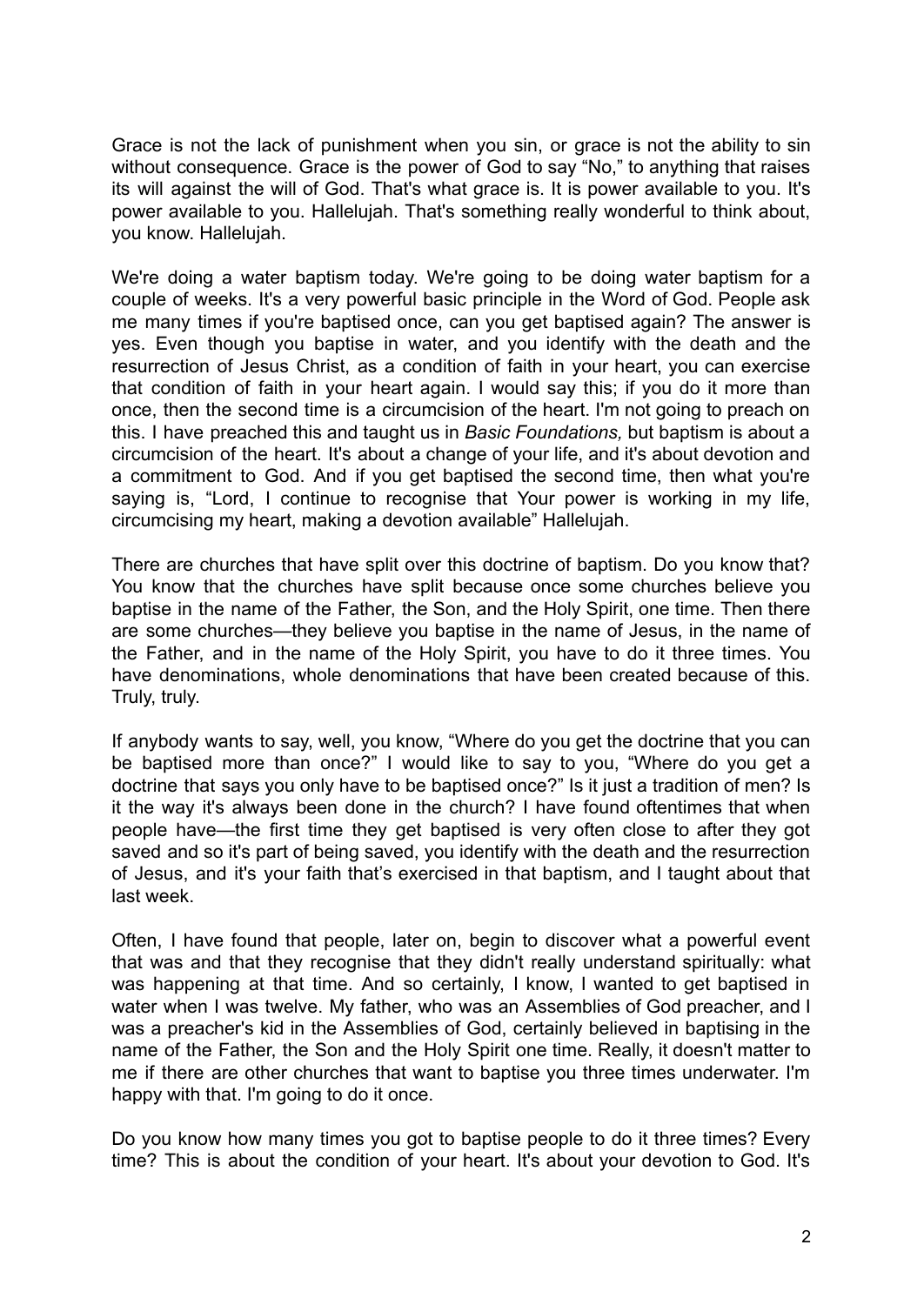Grace is not the lack of punishment when you sin, or grace is not the ability to sin without consequence. Grace is the power of God to say “No,” to anything that raises its will against the will of God. That's what grace is. It is power available to you. It's power available to you. Hallelujah. That's something really wonderful to think about, you know. Hallelujah.

We're doing a water baptism today. We're going to be doing water baptism for a couple of weeks. It's a very powerful basic principle in the Word of God. People ask me many times if you're baptised once, can you get baptised again? The answer is yes. Even though you baptise in water, and you identify with the death and the resurrection of Jesus Christ, as a condition of faith in your heart, you can exercise that condition of faith in your heart again. I would say this; if you do it more than once, then the second time is a circumcision of the heart. I'm not going to preach on this. I have preached this and taught us in *Basic Foundations,* but baptism is about a circumcision of the heart. It's about a change of your life, and it's about devotion and a commitment to God. And if you get baptised the second time, then what you're saying is, “Lord, I continue to recognise that Your power is working in my life, circumcising my heart, making a devotion available” Hallelujah.

There are churches that have split over this doctrine of baptism. Do you know that? You know that the churches have split because once some churches believe you baptise in the name of the Father, the Son, and the Holy Spirit, one time. Then there are some churches—they believe you baptise in the name of Jesus, in the name of the Father, and in the name of the Holy Spirit, you have to do it three times. You have denominations, whole denominations that have been created because of this. Truly, truly.

If anybody wants to say, well, you know, “Where do you get the doctrine that you can be baptised more than once?” I would like to say to you, “Where do you get a doctrine that says you only have to be baptised once?” Is it just a tradition of men? Is it the way it's always been done in the church? I have found oftentimes that when people have—the first time they get baptised is very often close to after they got saved and so it's part of being saved, you identify with the death and the resurrection of Jesus, and it's your faith that’s exercised in that baptism, and I taught about that last week.

Often, I have found that people, later on, begin to discover what a powerful event that was and that they recognise that they didn't really understand spiritually: what was happening at that time. And so certainly, I know, I wanted to get baptised in water when I was twelve. My father, who was an Assemblies of God preacher, and I was a preacher's kid in the Assemblies of God, certainly believed in baptising in the name of the Father, the Son and the Holy Spirit one time. Really, it doesn't matter to me if there are other churches that want to baptise you three times underwater. I'm happy with that. I'm going to do it once.

Do you know how many times you got to baptise people to do it three times? Every time? This is about the condition of your heart. It's about your devotion to God. It's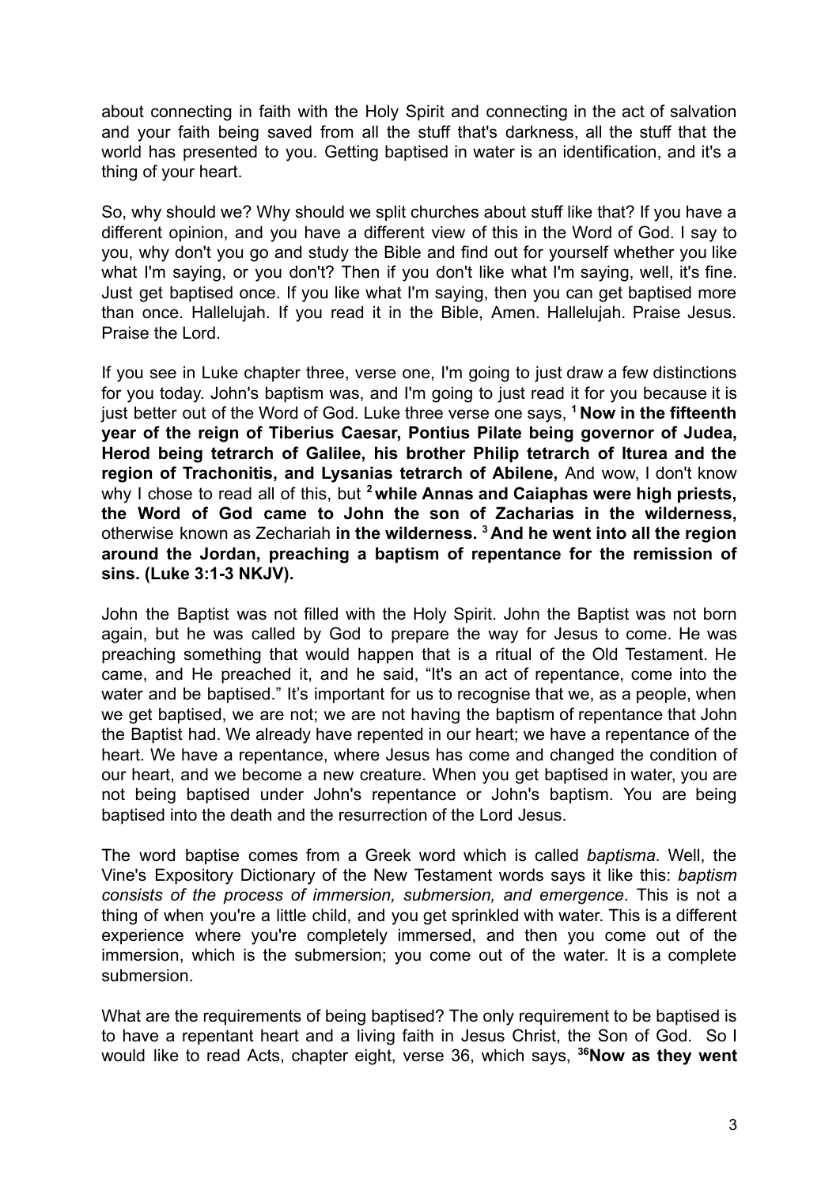about connecting in faith with the Holy Spirit and connecting in the act of salvation and your faith being saved from all the stuff that's darkness, all the stuff that the world has presented to you. Getting baptised in water is an identification, and it's a thing of your heart.

So, why should we? Why should we split churches about stuff like that? If you have a different opinion, and you have a different view of this in the Word of God. I say to you, why don't you go and study the Bible and find out for yourself whether you like what I'm saying, or you don't? Then if you don't like what I'm saying, well, it's fine. Just get baptised once. If you like what I'm saying, then you can get baptised more than once. Hallelujah. If you read it in the Bible, Amen. Hallelujah. Praise Jesus. Praise the Lord.

If you see in Luke chapter three, verse one, I'm going to just draw a few distinctions for you today. John's baptism was, and I'm going to just read it for you because it is just better out of the Word of God. Luke three verse one says, **[1] Now in the fifteenth year of the reign of Tiberius Caesar, Pontius Pilate being governor of Judea, Herod being tetrarch of Galilee, his brother Philip tetrarch of Iturea and the region of Trachonitis, and Lysanias tetrarch of Abilene,** And wow, I don't know why I chose to read all of this, but **[2] while Annas and Caiaphas were high priests, the Word of God came to John the son of Zacharias in the wilderness,** otherwise known as Zechariah **in the wilderness. [3] And he went into all the region around the Jordan, preaching a baptism of repentance for the remission of sins. (Luke 3:1-3 NKJV).**

John the Baptist was not filled with the Holy Spirit. John the Baptist was not born again, but he was called by God to prepare the way for Jesus to come. He was preaching something that would happen that is a ritual of the Old Testament. He came, and He preached it, and he said, "It's an act of repentance, come into the water and be baptised." It's important for us to recognise that we, as a people, when we get baptised, we are not; we are not having the baptism of repentance that John the Baptist had. We already have repented in our heart; we have a repentance of the heart. We have a repentance, where Jesus has come and changed the condition of our heart, and we become a new creature. When you get baptised in water, you are not being baptised under John's repentance or John's baptism. You are being baptised into the death and the resurrection of the Lord Jesus.

The word baptise comes from a Greek word which is called *baptisma*. Well, the Vine's Expository Dictionary of the New Testament words says it like this: *baptism consists of the process of immersion, submersion, and emergence*. This is not a thing of when you're a little child, and you get sprinkled with water. This is a different experience where you're completely immersed, and then you come out of the immersion, which is the submersion; you come out of the water. It is a complete submersion.

What are the requirements of being baptised? The only requirement to be baptised is to have a repentant heart and a living faith in Jesus Christ, the Son of God. So I would like to read Acts, chapter eight, verse 36, which says, **[36]Now as they went**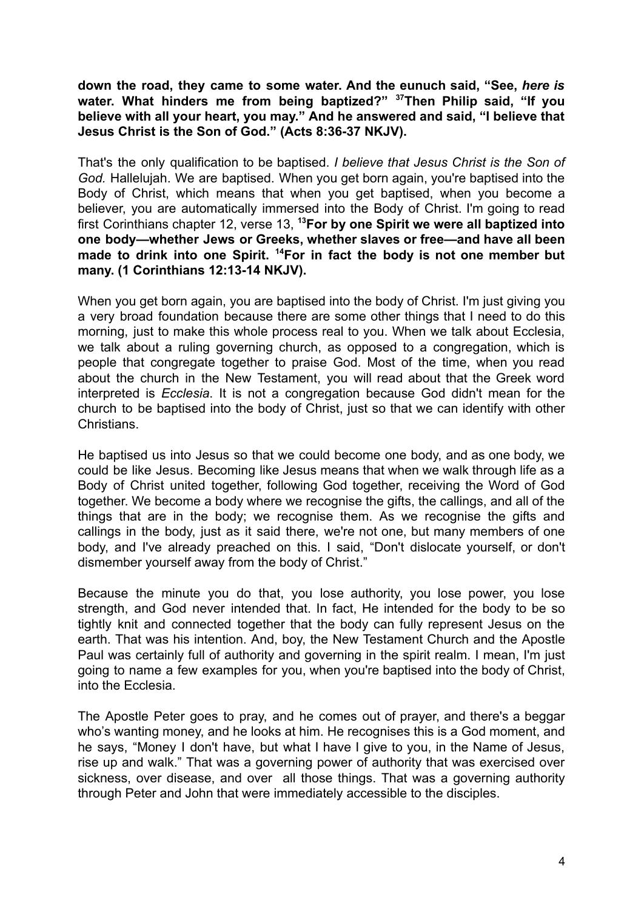**down the road, they came to some water. And the eunuch said, "See, *here is* water. What hinders me from being baptized?" [37]Then Philip said, "If you believe with all your heart, you may." And he answered and said, "I believe that Jesus Christ is the Son of God." (Acts 8:36-37 NKJV).**

That's the only qualification to be baptised. *I believe that Jesus Christ is the Son of God.* Hallelujah. We are baptised. When you get born again, you're baptised into the Body of Christ, which means that when you get baptised, when you become a believer, you are automatically immersed into the Body of Christ. I'm going to read first Corinthians chapter 12, verse 13, **[13]For by one Spirit we were all baptized into one body—whether Jews or Greeks, whether slaves or free—and have all been made to drink into one Spirit. [14]For in fact the body is not one member but many. (1 Corinthians 12:13-14 NKJV).**

When you get born again, you are baptised into the body of Christ. I'm just giving you a very broad foundation because there are some other things that I need to do this morning, just to make this whole process real to you. When we talk about Ecclesia, we talk about a ruling governing church, as opposed to a congregation, which is people that congregate together to praise God. Most of the time, when you read about the church in the New Testament, you will read about that the Greek word interpreted is *Ecclesia*. It is not a congregation because God didn't mean for the church to be baptised into the body of Christ, just so that we can identify with other Christians.

He baptised us into Jesus so that we could become one body, and as one body, we could be like Jesus. Becoming like Jesus means that when we walk through life as a Body of Christ united together, following God together, receiving the Word of God together. We become a body where we recognise the gifts, the callings, and all of the things that are in the body; we recognise them. As we recognise the gifts and callings in the body, just as it said there, we're not one, but many members of one body, and I've already preached on this. I said, "Don't dislocate yourself, or don't dismember yourself away from the body of Christ."

Because the minute you do that, you lose authority, you lose power, you lose strength, and God never intended that. In fact, He intended for the body to be so tightly knit and connected together that the body can fully represent Jesus on the earth. That was his intention. And, boy, the New Testament Church and the Apostle Paul was certainly full of authority and governing in the spirit realm. I mean, I'm just going to name a few examples for you, when you're baptised into the body of Christ, into the Ecclesia.

The Apostle Peter goes to pray, and he comes out of prayer, and there's a beggar who's wanting money, and he looks at him. He recognises this is a God moment, and he says, "Money I don't have, but what I have I give to you, in the Name of Jesus, rise up and walk." That was a governing power of authority that was exercised over sickness, over disease, and over all those things. That was a governing authority through Peter and John that were immediately accessible to the disciples.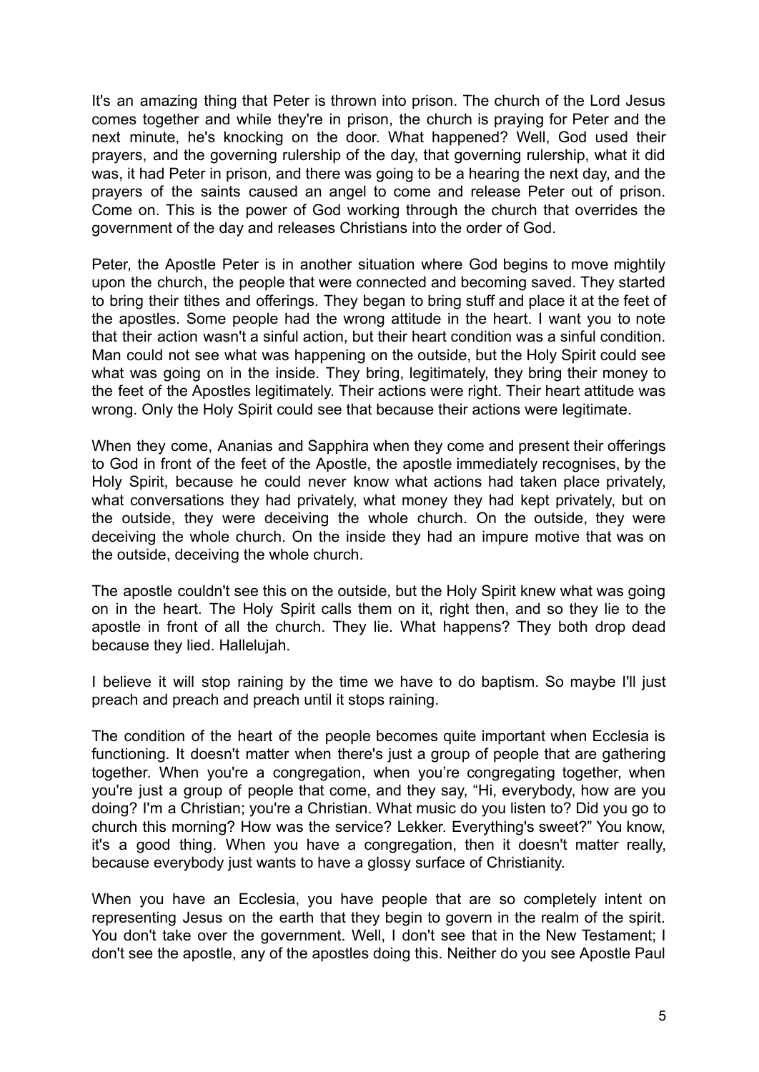It's an amazing thing that Peter is thrown into prison. The church of the Lord Jesus comes together and while they're in prison, the church is praying for Peter and the next minute, he's knocking on the door. What happened? Well, God used their prayers, and the governing rulership of the day, that governing rulership, what it did was, it had Peter in prison, and there was going to be a hearing the next day, and the prayers of the saints caused an angel to come and release Peter out of prison. Come on. This is the power of God working through the church that overrides the government of the day and releases Christians into the order of God.

Peter, the Apostle Peter is in another situation where God begins to move mightily upon the church, the people that were connected and becoming saved. They started to bring their tithes and offerings. They began to bring stuff and place it at the feet of the apostles. Some people had the wrong attitude in the heart. I want you to note that their action wasn't a sinful action, but their heart condition was a sinful condition. Man could not see what was happening on the outside, but the Holy Spirit could see what was going on in the inside. They bring, legitimately, they bring their money to the feet of the Apostles legitimately. Their actions were right. Their heart attitude was wrong. Only the Holy Spirit could see that because their actions were legitimate.

When they come, Ananias and Sapphira when they come and present their offerings to God in front of the feet of the Apostle, the apostle immediately recognises, by the Holy Spirit, because he could never know what actions had taken place privately, what conversations they had privately, what money they had kept privately, but on the outside, they were deceiving the whole church. On the outside, they were deceiving the whole church. On the inside they had an impure motive that was on the outside, deceiving the whole church.

The apostle couldn't see this on the outside, but the Holy Spirit knew what was going on in the heart. The Holy Spirit calls them on it, right then, and so they lie to the apostle in front of all the church. They lie. What happens? They both drop dead because they lied. Hallelujah.

I believe it will stop raining by the time we have to do baptism. So maybe I'll just preach and preach and preach until it stops raining.

The condition of the heart of the people becomes quite important when Ecclesia is functioning. It doesn't matter when there's just a group of people that are gathering together. When you're a congregation, when you're congregating together, when you're just a group of people that come, and they say, "Hi, everybody, how are you doing? I'm a Christian; you're a Christian. What music do you listen to? Did you go to church this morning? How was the service? Lekker. Everything's sweet?" You know, it's a good thing. When you have a congregation, then it doesn't matter really, because everybody just wants to have a glossy surface of Christianity.

When you have an Ecclesia, you have people that are so completely intent on representing Jesus on the earth that they begin to govern in the realm of the spirit. You don't take over the government. Well, I don't see that in the New Testament; I don't see the apostle, any of the apostles doing this. Neither do you see Apostle Paul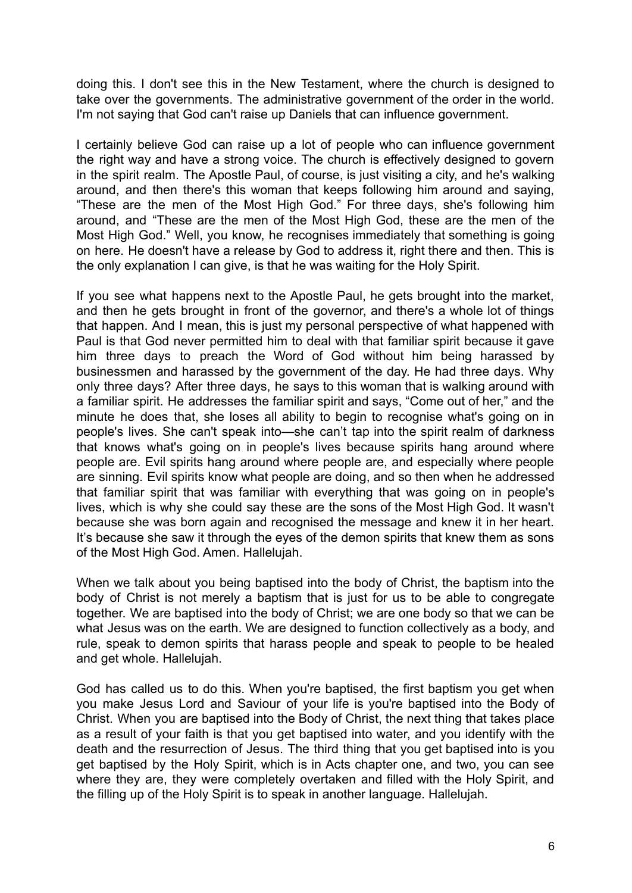doing this. I don't see this in the New Testament, where the church is designed to take over the governments. The administrative government of the order in the world. I'm not saying that God can't raise up Daniels that can influence government.

I certainly believe God can raise up a lot of people who can influence government the right way and have a strong voice. The church is effectively designed to govern in the spirit realm. The Apostle Paul, of course, is just visiting a city, and he's walking around, and then there's this woman that keeps following him around and saying, "These are the men of the Most High God." For three days, she's following him around, and "These are the men of the Most High God, these are the men of the Most High God." Well, you know, he recognises immediately that something is going on here. He doesn't have a release by God to address it, right there and then. This is the only explanation I can give, is that he was waiting for the Holy Spirit.

If you see what happens next to the Apostle Paul, he gets brought into the market, and then he gets brought in front of the governor, and there's a whole lot of things that happen. And I mean, this is just my personal perspective of what happened with Paul is that God never permitted him to deal with that familiar spirit because it gave him three days to preach the Word of God without him being harassed by businessmen and harassed by the government of the day. He had three days. Why only three days? After three days, he says to this woman that is walking around with a familiar spirit. He addresses the familiar spirit and says, "Come out of her," and the minute he does that, she loses all ability to begin to recognise what's going on in people's lives. She can't speak into—she can't tap into the spirit realm of darkness that knows what's going on in people's lives because spirits hang around where people are. Evil spirits hang around where people are, and especially where people are sinning. Evil spirits know what people are doing, and so then when he addressed that familiar spirit that was familiar with everything that was going on in people's lives, which is why she could say these are the sons of the Most High God. It wasn't because she was born again and recognised the message and knew it in her heart. It's because she saw it through the eyes of the demon spirits that knew them as sons of the Most High God. Amen. Hallelujah.

When we talk about you being baptised into the body of Christ, the baptism into the body of Christ is not merely a baptism that is just for us to be able to congregate together. We are baptised into the body of Christ; we are one body so that we can be what Jesus was on the earth. We are designed to function collectively as a body, and rule, speak to demon spirits that harass people and speak to people to be healed and get whole. Hallelujah.

God has called us to do this. When you're baptised, the first baptism you get when you make Jesus Lord and Saviour of your life is you're baptised into the Body of Christ. When you are baptised into the Body of Christ, the next thing that takes place as a result of your faith is that you get baptised into water, and you identify with the death and the resurrection of Jesus. The third thing that you get baptised into is you get baptised by the Holy Spirit, which is in Acts chapter one, and two, you can see where they are, they were completely overtaken and filled with the Holy Spirit, and the filling up of the Holy Spirit is to speak in another language. Hallelujah.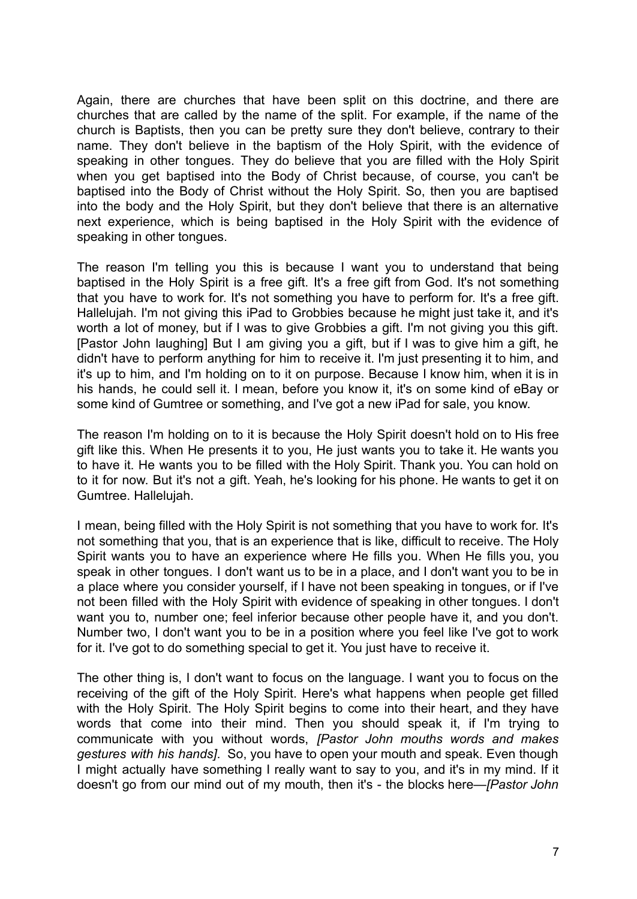Again, there are churches that have been split on this doctrine, and there are churches that are called by the name of the split. For example, if the name of the church is Baptists, then you can be pretty sure they don't believe, contrary to their name. They don't believe in the baptism of the Holy Spirit, with the evidence of speaking in other tongues. They do believe that you are filled with the Holy Spirit when you get baptised into the Body of Christ because, of course, you can't be baptised into the Body of Christ without the Holy Spirit. So, then you are baptised into the body and the Holy Spirit, but they don't believe that there is an alternative next experience, which is being baptised in the Holy Spirit with the evidence of speaking in other tongues.

The reason I'm telling you this is because I want you to understand that being baptised in the Holy Spirit is a free gift. It's a free gift from God. It's not something that you have to work for. It's not something you have to perform for. It's a free gift. Hallelujah. I'm not giving this iPad to Grobbies because he might just take it, and it's worth a lot of money, but if I was to give Grobbies a gift. I'm not giving you this gift. [Pastor John laughing] But I am giving you a gift, but if I was to give him a gift, he didn't have to perform anything for him to receive it. I'm just presenting it to him, and it's up to him, and I'm holding on to it on purpose. Because I know him, when it is in his hands, he could sell it. I mean, before you know it, it's on some kind of eBay or some kind of Gumtree or something, and I've got a new iPad for sale, you know.

The reason I'm holding on to it is because the Holy Spirit doesn't hold on to His free gift like this. When He presents it to you, He just wants you to take it. He wants you to have it. He wants you to be filled with the Holy Spirit. Thank you. You can hold on to it for now. But it's not a gift. Yeah, he's looking for his phone. He wants to get it on Gumtree. Hallelujah.

I mean, being filled with the Holy Spirit is not something that you have to work for. It's not something that you, that is an experience that is like, difficult to receive. The Holy Spirit wants you to have an experience where He fills you. When He fills you, you speak in other tongues. I don't want us to be in a place, and I don't want you to be in a place where you consider yourself, if I have not been speaking in tongues, or if I've not been filled with the Holy Spirit with evidence of speaking in other tongues. I don't want you to, number one; feel inferior because other people have it, and you don't. Number two, I don't want you to be in a position where you feel like I've got to work for it. I've got to do something special to get it. You just have to receive it.

The other thing is, I don't want to focus on the language. I want you to focus on the receiving of the gift of the Holy Spirit. Here's what happens when people get filled with the Holy Spirit. The Holy Spirit begins to come into their heart, and they have words that come into their mind. Then you should speak it, if I'm trying to communicate with you without words, *[Pastor John mouths words and makes gestures with his hands]*. So, you have to open your mouth and speak. Even though I might actually have something I really want to say to you, and it's in my mind. If it doesn't go from our mind out of my mouth, then it's - the blocks here—*[Pastor John*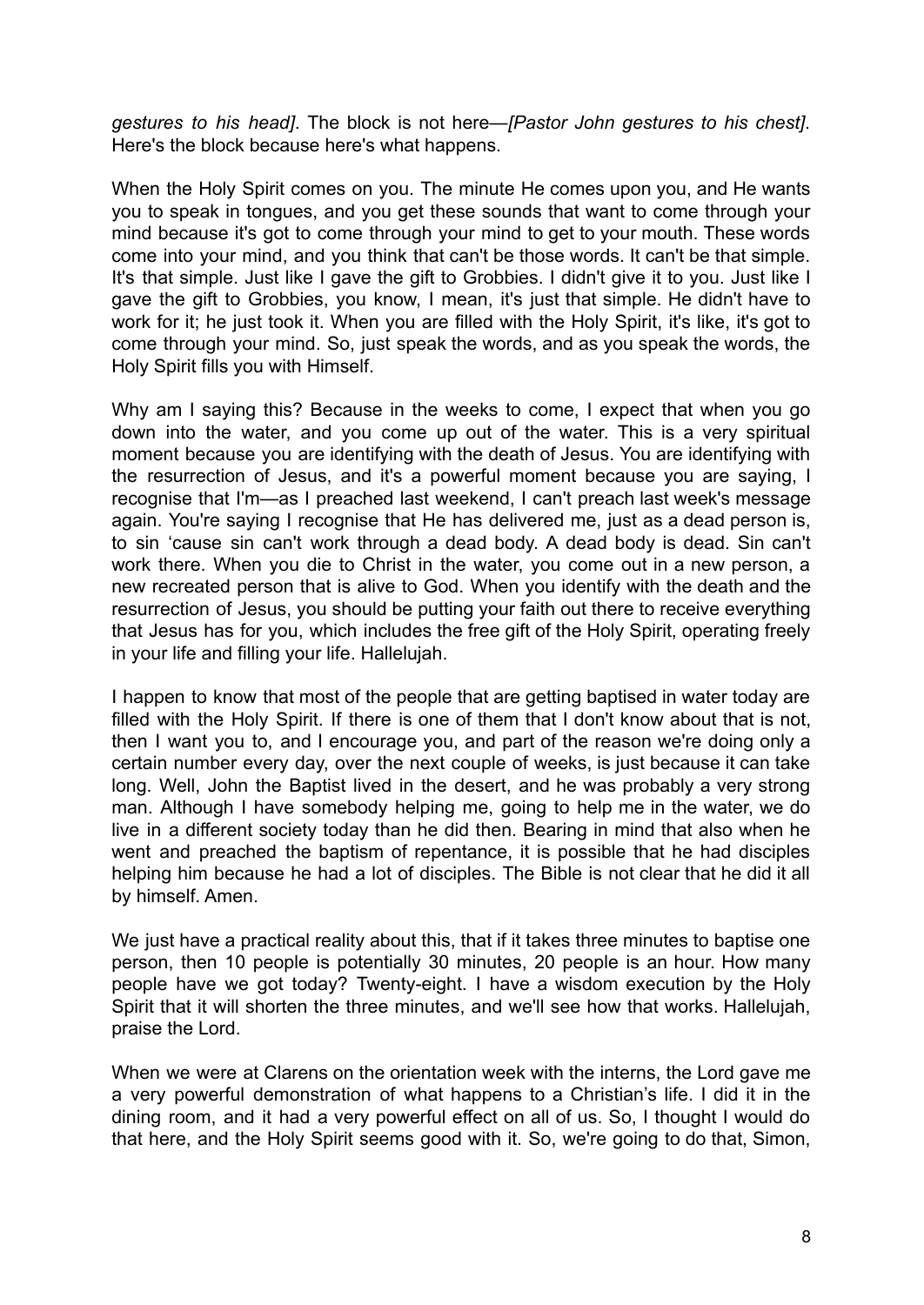*gestures to his head]*. The block is not here—*[Pastor John gestures to his chest]*. Here's the block because here's what happens.

When the Holy Spirit comes on you. The minute He comes upon you, and He wants you to speak in tongues, and you get these sounds that want to come through your mind because it's got to come through your mind to get to your mouth. These words come into your mind, and you think that can't be those words. It can't be that simple. It's that simple. Just like I gave the gift to Grobbies. I didn't give it to you. Just like I gave the gift to Grobbies, you know, I mean, it's just that simple. He didn't have to work for it; he just took it. When you are filled with the Holy Spirit, it's like, it's got to come through your mind. So, just speak the words, and as you speak the words, the Holy Spirit fills you with Himself.

Why am I saying this? Because in the weeks to come, I expect that when you go down into the water, and you come up out of the water. This is a very spiritual moment because you are identifying with the death of Jesus. You are identifying with the resurrection of Jesus, and it's a powerful moment because you are saying, I recognise that I'm—as I preached last weekend, I can't preach last week's message again. You're saying I recognise that He has delivered me, just as a dead person is, to sin 'cause sin can't work through a dead body. A dead body is dead. Sin can't work there. When you die to Christ in the water, you come out in a new person, a new recreated person that is alive to God. When you identify with the death and the resurrection of Jesus, you should be putting your faith out there to receive everything that Jesus has for you, which includes the free gift of the Holy Spirit, operating freely in your life and filling your life. Hallelujah.

I happen to know that most of the people that are getting baptised in water today are filled with the Holy Spirit. If there is one of them that I don't know about that is not, then I want you to, and I encourage you, and part of the reason we're doing only a certain number every day, over the next couple of weeks, is just because it can take long. Well, John the Baptist lived in the desert, and he was probably a very strong man. Although I have somebody helping me, going to help me in the water, we do live in a different society today than he did then. Bearing in mind that also when he went and preached the baptism of repentance, it is possible that he had disciples helping him because he had a lot of disciples. The Bible is not clear that he did it all by himself. Amen.

We just have a practical reality about this, that if it takes three minutes to baptise one person, then 10 people is potentially 30 minutes, 20 people is an hour. How many people have we got today? Twenty-eight. I have a wisdom execution by the Holy Spirit that it will shorten the three minutes, and we'll see how that works. Hallelujah, praise the Lord.

When we were at Clarens on the orientation week with the interns, the Lord gave me a very powerful demonstration of what happens to a Christian's life. I did it in the dining room, and it had a very powerful effect on all of us. So, I thought I would do that here, and the Holy Spirit seems good with it. So, we're going to do that, Simon,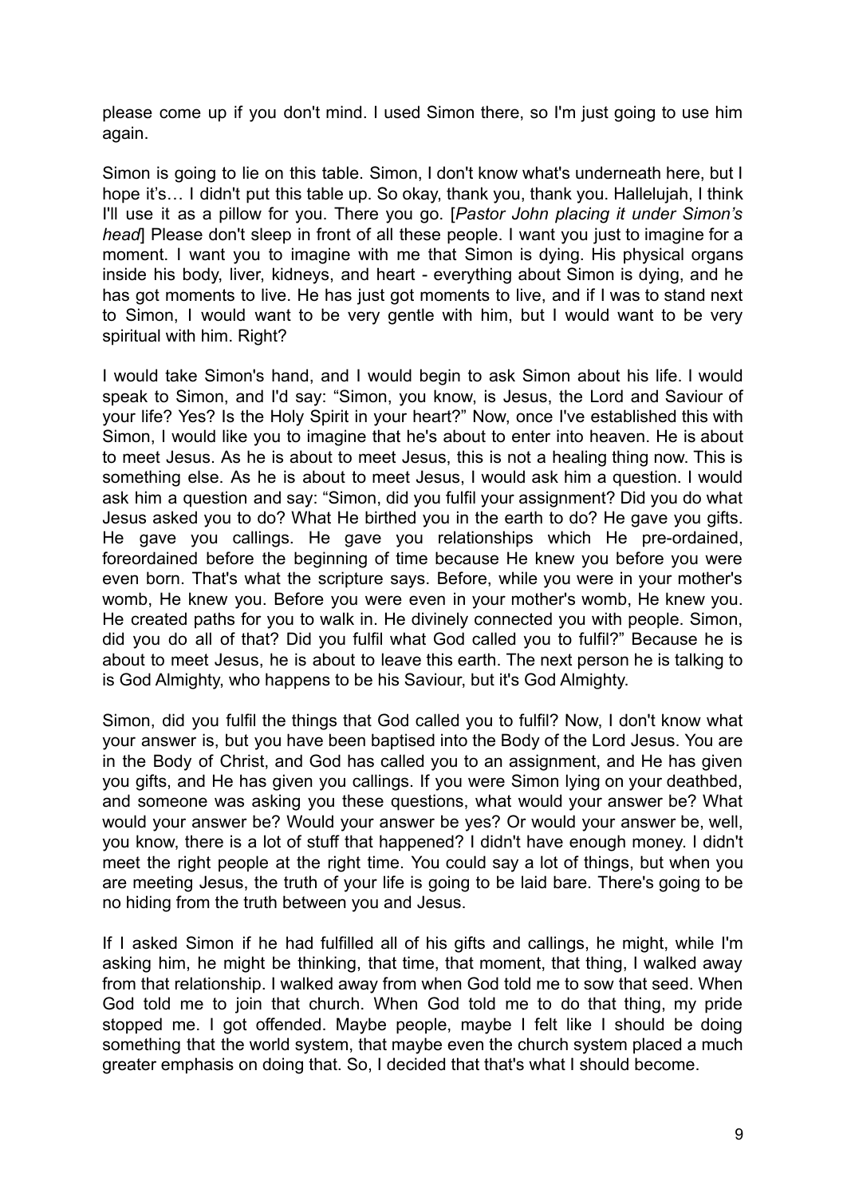please come up if you don't mind. I used Simon there, so I'm just going to use him again.

Simon is going to lie on this table. Simon, I don't know what's underneath here, but I hope it's… I didn't put this table up. So okay, thank you, thank you. Hallelujah, I think I'll use it as a pillow for you. There you go. [*Pastor John placing it under Simon's head*] Please don't sleep in front of all these people. I want you just to imagine for a moment. I want you to imagine with me that Simon is dying. His physical organs inside his body, liver, kidneys, and heart - everything about Simon is dying, and he has got moments to live. He has just got moments to live, and if I was to stand next to Simon, I would want to be very gentle with him, but I would want to be very spiritual with him. Right?

I would take Simon's hand, and I would begin to ask Simon about his life. I would speak to Simon, and I'd say: "Simon, you know, is Jesus, the Lord and Saviour of your life? Yes? Is the Holy Spirit in your heart?" Now, once I've established this with Simon, I would like you to imagine that he's about to enter into heaven. He is about to meet Jesus. As he is about to meet Jesus, this is not a healing thing now. This is something else. As he is about to meet Jesus, I would ask him a question. I would ask him a question and say: "Simon, did you fulfil your assignment? Did you do what Jesus asked you to do? What He birthed you in the earth to do? He gave you gifts. He gave you callings. He gave you relationships which He pre-ordained, foreordained before the beginning of time because He knew you before you were even born. That's what the scripture says. Before, while you were in your mother's womb, He knew you. Before you were even in your mother's womb, He knew you. He created paths for you to walk in. He divinely connected you with people. Simon, did you do all of that? Did you fulfil what God called you to fulfil?" Because he is about to meet Jesus, he is about to leave this earth. The next person he is talking to is God Almighty, who happens to be his Saviour, but it's God Almighty.

Simon, did you fulfil the things that God called you to fulfil? Now, I don't know what your answer is, but you have been baptised into the Body of the Lord Jesus. You are in the Body of Christ, and God has called you to an assignment, and He has given you gifts, and He has given you callings. If you were Simon lying on your deathbed, and someone was asking you these questions, what would your answer be? What would your answer be? Would your answer be yes? Or would your answer be, well, you know, there is a lot of stuff that happened? I didn't have enough money. I didn't meet the right people at the right time. You could say a lot of things, but when you are meeting Jesus, the truth of your life is going to be laid bare. There's going to be no hiding from the truth between you and Jesus.

If I asked Simon if he had fulfilled all of his gifts and callings, he might, while I'm asking him, he might be thinking, that time, that moment, that thing, I walked away from that relationship. I walked away from when God told me to sow that seed. When God told me to join that church. When God told me to do that thing, my pride stopped me. I got offended. Maybe people, maybe I felt like I should be doing something that the world system, that maybe even the church system placed a much greater emphasis on doing that. So, I decided that that's what I should become.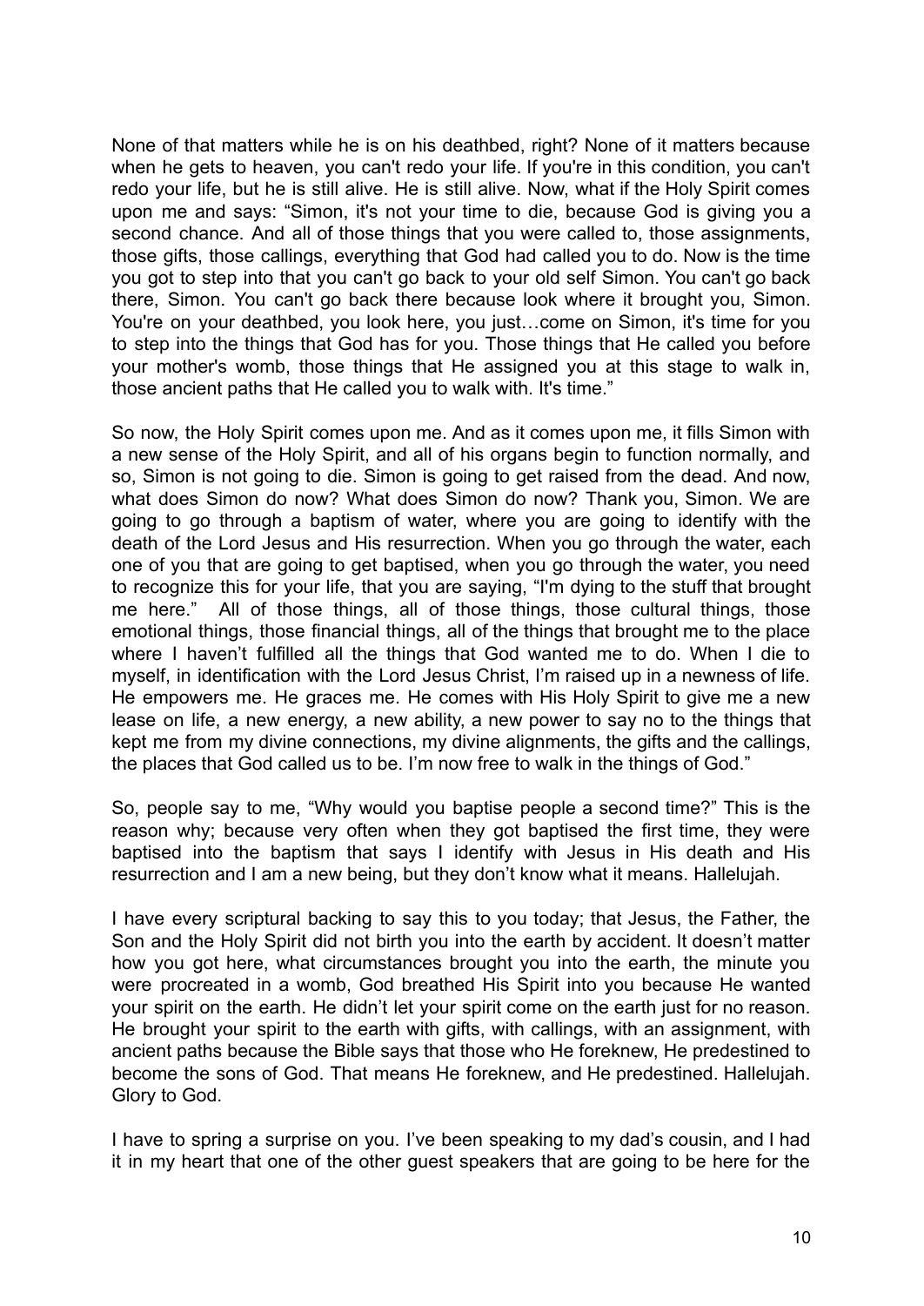None of that matters while he is on his deathbed, right? None of it matters because when he gets to heaven, you can't redo your life. If you're in this condition, you can't redo your life, but he is still alive. He is still alive. Now, what if the Holy Spirit comes upon me and says: "Simon, it's not your time to die, because God is giving you a second chance. And all of those things that you were called to, those assignments, those gifts, those callings, everything that God had called you to do. Now is the time you got to step into that you can't go back to your old self Simon. You can't go back there, Simon. You can't go back there because look where it brought you, Simon. You're on your deathbed, you look here, you just…come on Simon, it's time for you to step into the things that God has for you. Those things that He called you before your mother's womb, those things that He assigned you at this stage to walk in, those ancient paths that He called you to walk with. It's time."

So now, the Holy Spirit comes upon me. And as it comes upon me, it fills Simon with a new sense of the Holy Spirit, and all of his organs begin to function normally, and so, Simon is not going to die. Simon is going to get raised from the dead. And now, what does Simon do now? What does Simon do now? Thank you, Simon. We are going to go through a baptism of water, where you are going to identify with the death of the Lord Jesus and His resurrection. When you go through the water, each one of you that are going to get baptised, when you go through the water, you need to recognize this for your life, that you are saying, "I'm dying to the stuff that brought me here." All of those things, all of those things, those cultural things, those emotional things, those financial things, all of the things that brought me to the place where I haven't fulfilled all the things that God wanted me to do. When I die to myself, in identification with the Lord Jesus Christ, I'm raised up in a newness of life. He empowers me. He graces me. He comes with His Holy Spirit to give me a new lease on life, a new energy, a new ability, a new power to say no to the things that kept me from my divine connections, my divine alignments, the gifts and the callings, the places that God called us to be. I'm now free to walk in the things of God."

So, people say to me, "Why would you baptise people a second time?" This is the reason why; because very often when they got baptised the first time, they were baptised into the baptism that says I identify with Jesus in His death and His resurrection and I am a new being, but they don't know what it means. Hallelujah.

I have every scriptural backing to say this to you today; that Jesus, the Father, the Son and the Holy Spirit did not birth you into the earth by accident. It doesn't matter how you got here, what circumstances brought you into the earth, the minute you were procreated in a womb, God breathed His Spirit into you because He wanted your spirit on the earth. He didn't let your spirit come on the earth just for no reason. He brought your spirit to the earth with gifts, with callings, with an assignment, with ancient paths because the Bible says that those who He foreknew, He predestined to become the sons of God. That means He foreknew, and He predestined. Hallelujah. Glory to God.

I have to spring a surprise on you. I've been speaking to my dad's cousin, and I had it in my heart that one of the other guest speakers that are going to be here for the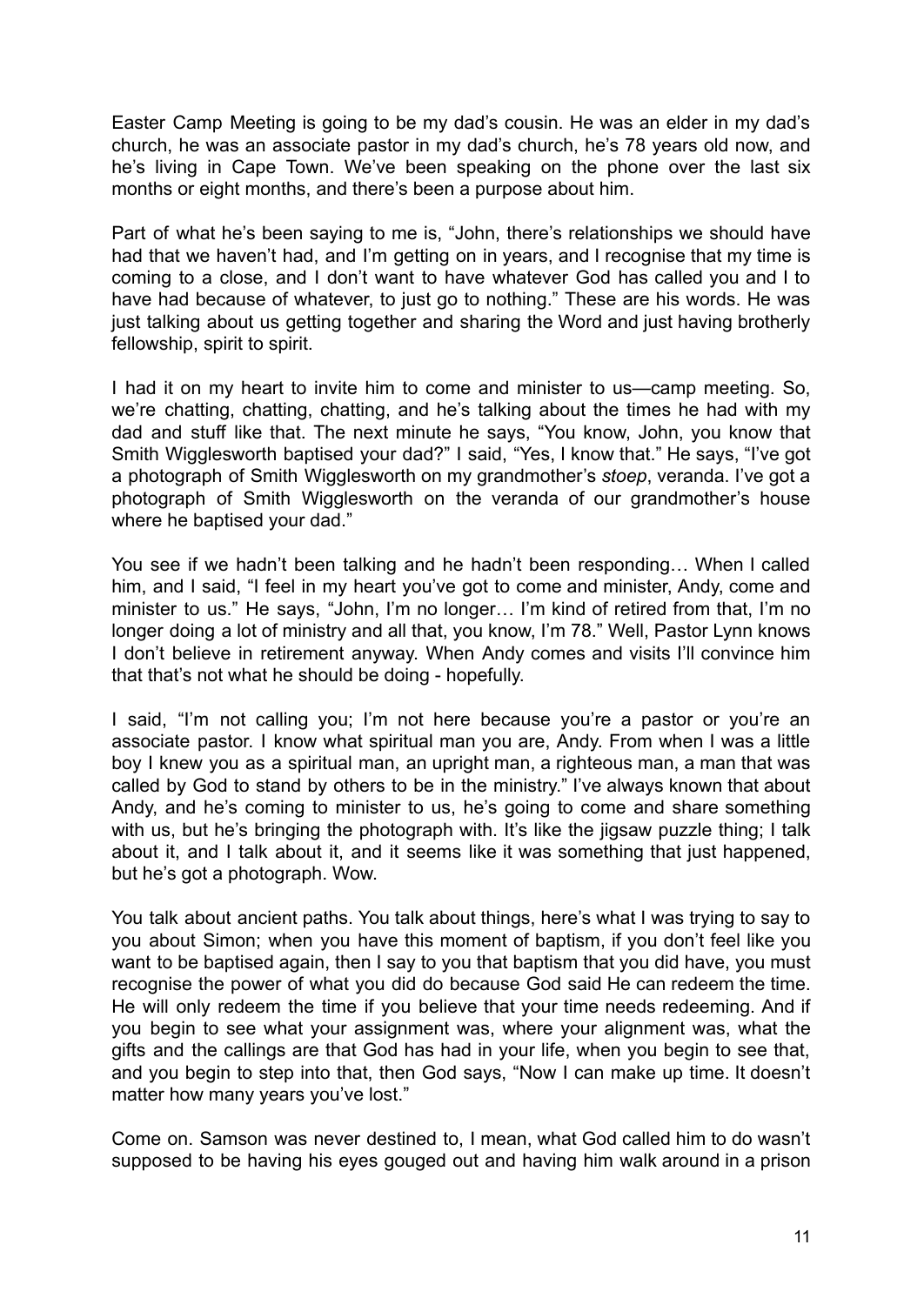Easter Camp Meeting is going to be my dad's cousin. He was an elder in my dad's church, he was an associate pastor in my dad's church, he's 78 years old now, and he's living in Cape Town. We've been speaking on the phone over the last six months or eight months, and there's been a purpose about him.

Part of what he's been saying to me is, "John, there's relationships we should have had that we haven't had, and I'm getting on in years, and I recognise that my time is coming to a close, and I don't want to have whatever God has called you and I to have had because of whatever, to just go to nothing." These are his words. He was just talking about us getting together and sharing the Word and just having brotherly fellowship, spirit to spirit.

I had it on my heart to invite him to come and minister to us—camp meeting. So, we're chatting, chatting, chatting, and he's talking about the times he had with my dad and stuff like that. The next minute he says, "You know, John, you know that Smith Wigglesworth baptised your dad?" I said, "Yes, I know that." He says, "I've got a photograph of Smith Wigglesworth on my grandmother's *stoep*, veranda. I've got a photograph of Smith Wigglesworth on the veranda of our grandmother's house where he baptised your dad."

You see if we hadn't been talking and he hadn't been responding… When I called him, and I said, "I feel in my heart you've got to come and minister, Andy, come and minister to us." He says, "John, I'm no longer… I'm kind of retired from that, I'm no longer doing a lot of ministry and all that, you know, I'm 78." Well, Pastor Lynn knows I don't believe in retirement anyway. When Andy comes and visits I'll convince him that that's not what he should be doing - hopefully.

I said, "I'm not calling you; I'm not here because you're a pastor or you're an associate pastor. I know what spiritual man you are, Andy. From when I was a little boy I knew you as a spiritual man, an upright man, a righteous man, a man that was called by God to stand by others to be in the ministry." I've always known that about Andy, and he's coming to minister to us, he's going to come and share something with us, but he's bringing the photograph with. It's like the jigsaw puzzle thing; I talk about it, and I talk about it, and it seems like it was something that just happened, but he's got a photograph. Wow.

You talk about ancient paths. You talk about things, here's what I was trying to say to you about Simon; when you have this moment of baptism, if you don't feel like you want to be baptised again, then I say to you that baptism that you did have, you must recognise the power of what you did do because God said He can redeem the time. He will only redeem the time if you believe that your time needs redeeming. And if you begin to see what your assignment was, where your alignment was, what the gifts and the callings are that God has had in your life, when you begin to see that, and you begin to step into that, then God says, "Now I can make up time. It doesn't matter how many years you've lost."

Come on. Samson was never destined to, I mean, what God called him to do wasn't supposed to be having his eyes gouged out and having him walk around in a prison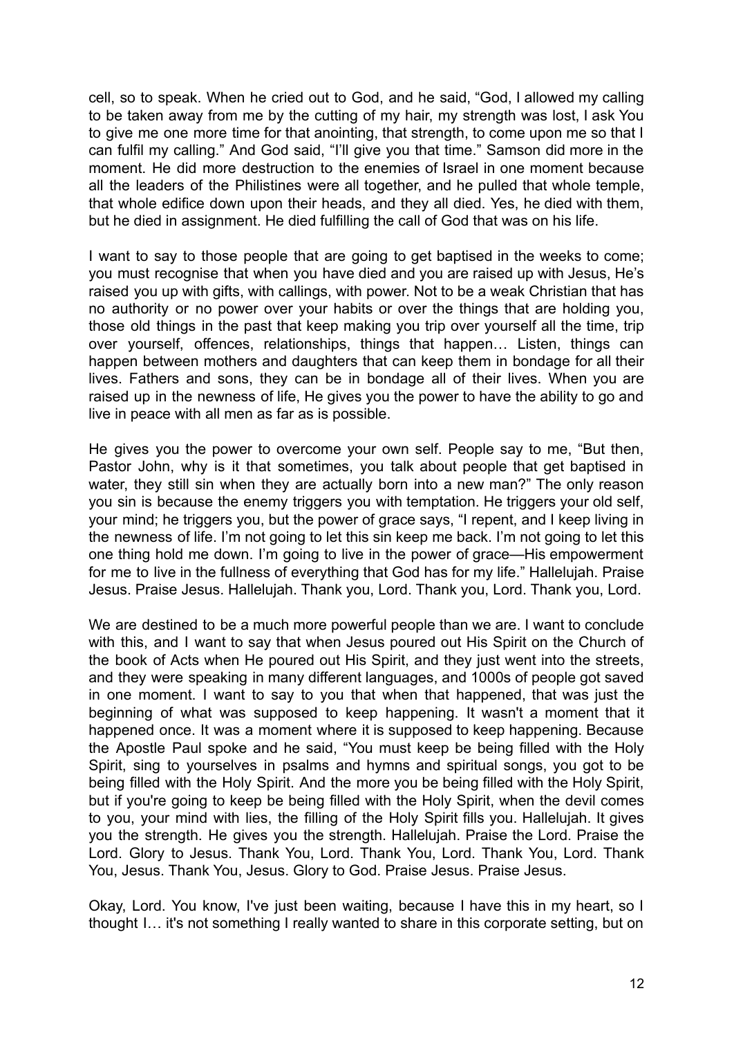cell, so to speak. When he cried out to God, and he said, "God, I allowed my calling to be taken away from me by the cutting of my hair, my strength was lost, I ask You to give me one more time for that anointing, that strength, to come upon me so that I can fulfil my calling." And God said, "I'll give you that time." Samson did more in the moment. He did more destruction to the enemies of Israel in one moment because all the leaders of the Philistines were all together, and he pulled that whole temple, that whole edifice down upon their heads, and they all died. Yes, he died with them, but he died in assignment. He died fulfilling the call of God that was on his life.

I want to say to those people that are going to get baptised in the weeks to come; you must recognise that when you have died and you are raised up with Jesus, He's raised you up with gifts, with callings, with power. Not to be a weak Christian that has no authority or no power over your habits or over the things that are holding you, those old things in the past that keep making you trip over yourself all the time, trip over yourself, offences, relationships, things that happen… Listen, things can happen between mothers and daughters that can keep them in bondage for all their lives. Fathers and sons, they can be in bondage all of their lives. When you are raised up in the newness of life, He gives you the power to have the ability to go and live in peace with all men as far as is possible.

He gives you the power to overcome your own self. People say to me, "But then, Pastor John, why is it that sometimes, you talk about people that get baptised in water, they still sin when they are actually born into a new man?" The only reason you sin is because the enemy triggers you with temptation. He triggers your old self, your mind; he triggers you, but the power of grace says, "I repent, and I keep living in the newness of life. I'm not going to let this sin keep me back. I'm not going to let this one thing hold me down. I'm going to live in the power of grace—His empowerment for me to live in the fullness of everything that God has for my life." Hallelujah. Praise Jesus. Praise Jesus. Hallelujah. Thank you, Lord. Thank you, Lord. Thank you, Lord.

We are destined to be a much more powerful people than we are. I want to conclude with this, and I want to say that when Jesus poured out His Spirit on the Church of the book of Acts when He poured out His Spirit, and they just went into the streets, and they were speaking in many different languages, and 1000s of people got saved in one moment. I want to say to you that when that happened, that was just the beginning of what was supposed to keep happening. It wasn't a moment that it happened once. It was a moment where it is supposed to keep happening. Because the Apostle Paul spoke and he said, "You must keep be being filled with the Holy Spirit, sing to yourselves in psalms and hymns and spiritual songs, you got to be being filled with the Holy Spirit. And the more you be being filled with the Holy Spirit, but if you're going to keep be being filled with the Holy Spirit, when the devil comes to you, your mind with lies, the filling of the Holy Spirit fills you. Hallelujah. It gives you the strength. He gives you the strength. Hallelujah. Praise the Lord. Praise the Lord. Glory to Jesus. Thank You, Lord. Thank You, Lord. Thank You, Lord. Thank You, Jesus. Thank You, Jesus. Glory to God. Praise Jesus. Praise Jesus.

Okay, Lord. You know, I've just been waiting, because I have this in my heart, so I thought I… it's not something I really wanted to share in this corporate setting, but on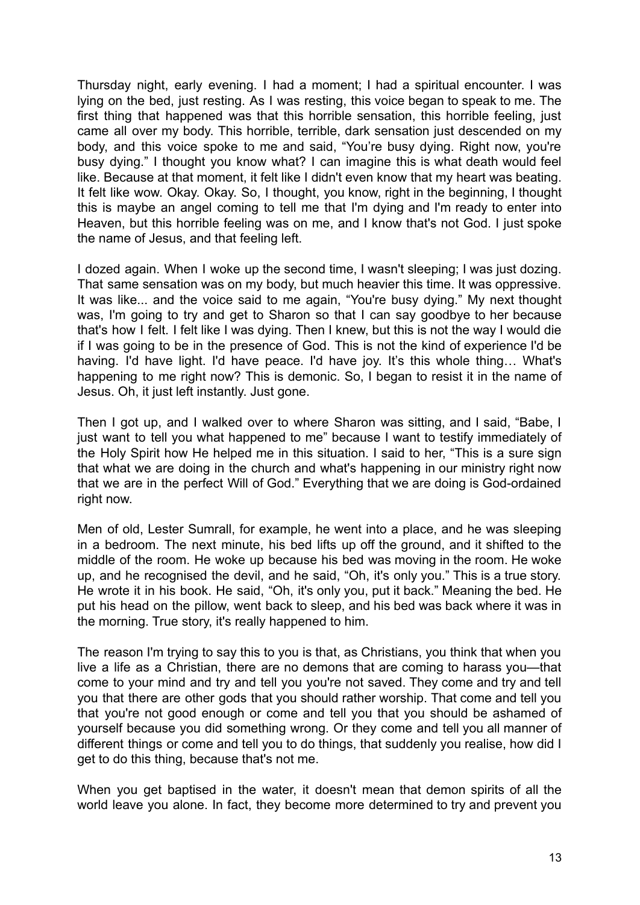Thursday night, early evening. I had a moment; I had a spiritual encounter. I was lying on the bed, just resting. As I was resting, this voice began to speak to me. The first thing that happened was that this horrible sensation, this horrible feeling, just came all over my body. This horrible, terrible, dark sensation just descended on my body, and this voice spoke to me and said, “You’re busy dying. Right now, you're busy dying.” I thought you know what? I can imagine this is what death would feel like. Because at that moment, it felt like I didn't even know that my heart was beating. It felt like wow. Okay. Okay. So, I thought, you know, right in the beginning, I thought this is maybe an angel coming to tell me that I'm dying and I'm ready to enter into Heaven, but this horrible feeling was on me, and I know that's not God. I just spoke the name of Jesus, and that feeling left.

I dozed again. When I woke up the second time, I wasn't sleeping; I was just dozing. That same sensation was on my body, but much heavier this time. It was oppressive. It was like... and the voice said to me again, “You're busy dying.” My next thought was, I'm going to try and get to Sharon so that I can say goodbye to her because that's how I felt. I felt like I was dying. Then I knew, but this is not the way I would die if I was going to be in the presence of God. This is not the kind of experience I'd be having. I'd have light. I'd have peace. I'd have joy. It’s this whole thing… What's happening to me right now? This is demonic. So, I began to resist it in the name of Jesus. Oh, it just left instantly. Just gone.

Then I got up, and I walked over to where Sharon was sitting, and I said, “Babe, I just want to tell you what happened to me” because I want to testify immediately of the Holy Spirit how He helped me in this situation. I said to her, “This is a sure sign that what we are doing in the church and what's happening in our ministry right now that we are in the perfect Will of God.” Everything that we are doing is God-ordained right now.

Men of old, Lester Sumrall, for example, he went into a place, and he was sleeping in a bedroom. The next minute, his bed lifts up off the ground, and it shifted to the middle of the room. He woke up because his bed was moving in the room. He woke up, and he recognised the devil, and he said, “Oh, it's only you.” This is a true story. He wrote it in his book. He said, “Oh, it's only you, put it back.” Meaning the bed. He put his head on the pillow, went back to sleep, and his bed was back where it was in the morning. True story, it's really happened to him.

The reason I'm trying to say this to you is that, as Christians, you think that when you live a life as a Christian, there are no demons that are coming to harass you—that come to your mind and try and tell you you're not saved. They come and try and tell you that there are other gods that you should rather worship. That come and tell you that you're not good enough or come and tell you that you should be ashamed of yourself because you did something wrong. Or they come and tell you all manner of different things or come and tell you to do things, that suddenly you realise, how did I get to do this thing, because that's not me.

When you get baptised in the water, it doesn't mean that demon spirits of all the world leave you alone. In fact, they become more determined to try and prevent you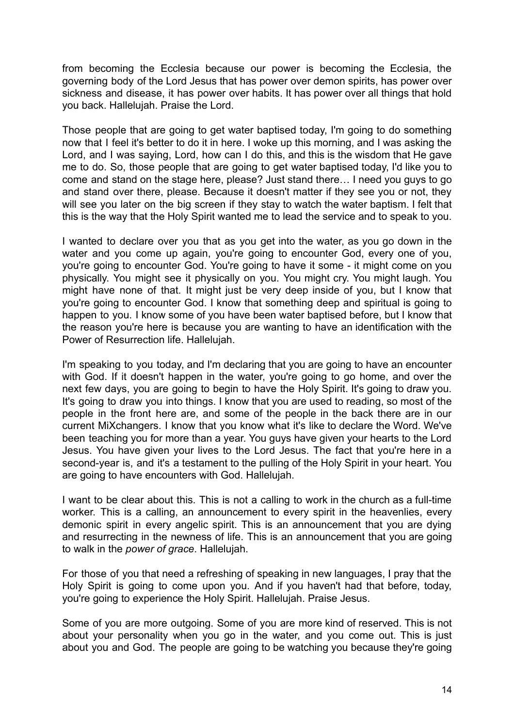from becoming the Ecclesia because our power is becoming the Ecclesia, the governing body of the Lord Jesus that has power over demon spirits, has power over sickness and disease, it has power over habits. It has power over all things that hold you back. Hallelujah. Praise the Lord.

Those people that are going to get water baptised today, I'm going to do something now that I feel it's better to do it in here. I woke up this morning, and I was asking the Lord, and I was saying, Lord, how can I do this, and this is the wisdom that He gave me to do. So, those people that are going to get water baptised today, I'd like you to come and stand on the stage here, please? Just stand there… I need you guys to go and stand over there, please. Because it doesn't matter if they see you or not, they will see you later on the big screen if they stay to watch the water baptism. I felt that this is the way that the Holy Spirit wanted me to lead the service and to speak to you.

I wanted to declare over you that as you get into the water, as you go down in the water and you come up again, you're going to encounter God, every one of you, you're going to encounter God. You're going to have it some - it might come on you physically. You might see it physically on you. You might cry. You might laugh. You might have none of that. It might just be very deep inside of you, but I know that you're going to encounter God. I know that something deep and spiritual is going to happen to you. I know some of you have been water baptised before, but I know that the reason you're here is because you are wanting to have an identification with the Power of Resurrection life. Hallelujah.

I'm speaking to you today, and I'm declaring that you are going to have an encounter with God. If it doesn't happen in the water, you're going to go home, and over the next few days, you are going to begin to have the Holy Spirit. It's going to draw you. It's going to draw you into things. I know that you are used to reading, so most of the people in the front here are, and some of the people in the back there are in our current MiXchangers. I know that you know what it's like to declare the Word. We've been teaching you for more than a year. You guys have given your hearts to the Lord Jesus. You have given your lives to the Lord Jesus. The fact that you're here in a second-year is, and it's a testament to the pulling of the Holy Spirit in your heart. You are going to have encounters with God. Hallelujah.

I want to be clear about this. This is not a calling to work in the church as a full-time worker. This is a calling, an announcement to every spirit in the heavenlies, every demonic spirit in every angelic spirit. This is an announcement that you are dying and resurrecting in the newness of life. This is an announcement that you are going to walk in the *power of grace*. Hallelujah.

For those of you that need a refreshing of speaking in new languages, I pray that the Holy Spirit is going to come upon you. And if you haven't had that before, today, you're going to experience the Holy Spirit. Hallelujah. Praise Jesus.

Some of you are more outgoing. Some of you are more kind of reserved. This is not about your personality when you go in the water, and you come out. This is just about you and God. The people are going to be watching you because they're going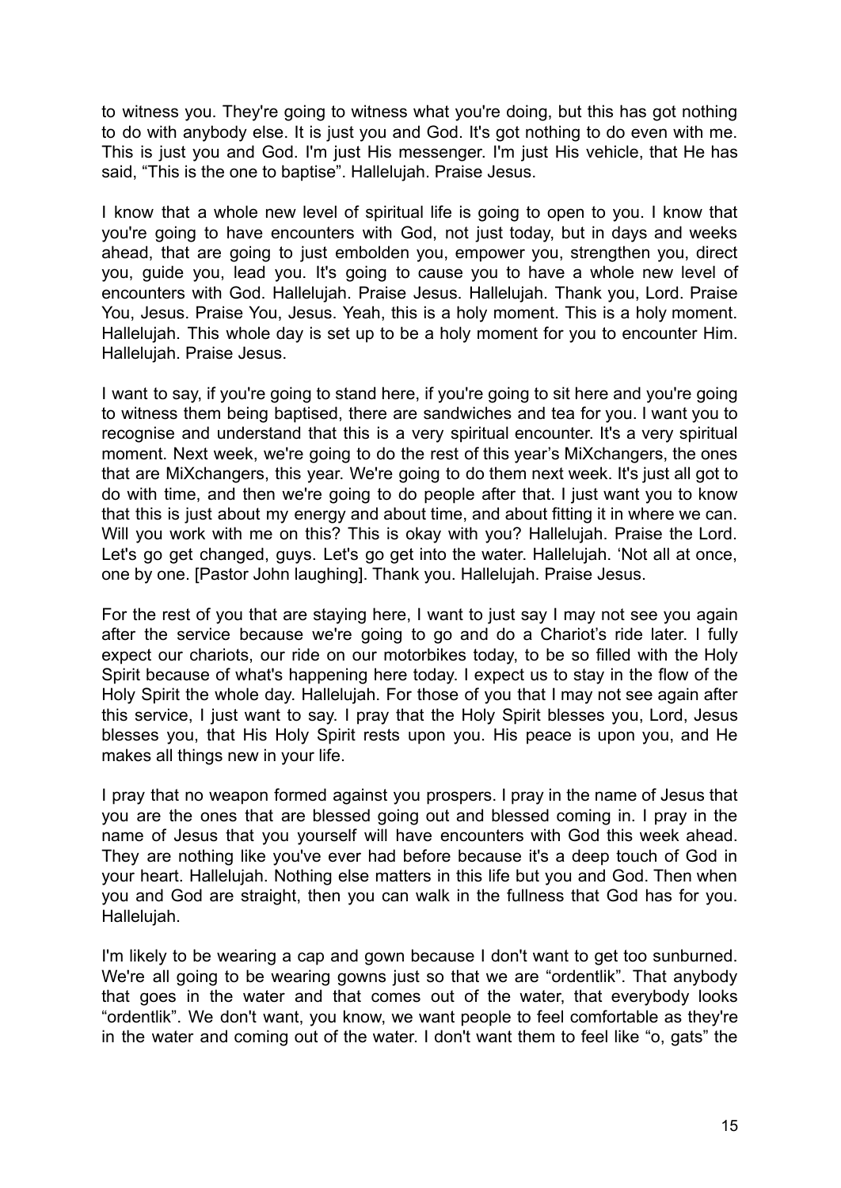to witness you. They're going to witness what you're doing, but this has got nothing to do with anybody else. It is just you and God. It's got nothing to do even with me. This is just you and God. I'm just His messenger. I'm just His vehicle, that He has said, "This is the one to baptise". Hallelujah. Praise Jesus.

I know that a whole new level of spiritual life is going to open to you. I know that you're going to have encounters with God, not just today, but in days and weeks ahead, that are going to just embolden you, empower you, strengthen you, direct you, guide you, lead you. It's going to cause you to have a whole new level of encounters with God. Hallelujah. Praise Jesus. Hallelujah. Thank you, Lord. Praise You, Jesus. Praise You, Jesus. Yeah, this is a holy moment. This is a holy moment. Hallelujah. This whole day is set up to be a holy moment for you to encounter Him. Hallelujah. Praise Jesus.

I want to say, if you're going to stand here, if you're going to sit here and you're going to witness them being baptised, there are sandwiches and tea for you. I want you to recognise and understand that this is a very spiritual encounter. It's a very spiritual moment. Next week, we're going to do the rest of this year's MiXchangers, the ones that are MiXchangers, this year. We're going to do them next week. It's just all got to do with time, and then we're going to do people after that. I just want you to know that this is just about my energy and about time, and about fitting it in where we can. Will you work with me on this? This is okay with you? Hallelujah. Praise the Lord. Let's go get changed, guys. Let's go get into the water. Hallelujah. 'Not all at once, one by one. [Pastor John laughing]. Thank you. Hallelujah. Praise Jesus.

For the rest of you that are staying here, I want to just say I may not see you again after the service because we're going to go and do a Chariot's ride later. I fully expect our chariots, our ride on our motorbikes today, to be so filled with the Holy Spirit because of what's happening here today. I expect us to stay in the flow of the Holy Spirit the whole day. Hallelujah. For those of you that I may not see again after this service, I just want to say. I pray that the Holy Spirit blesses you, Lord, Jesus blesses you, that His Holy Spirit rests upon you. His peace is upon you, and He makes all things new in your life.

I pray that no weapon formed against you prospers. I pray in the name of Jesus that you are the ones that are blessed going out and blessed coming in. I pray in the name of Jesus that you yourself will have encounters with God this week ahead. They are nothing like you've ever had before because it's a deep touch of God in your heart. Hallelujah. Nothing else matters in this life but you and God. Then when you and God are straight, then you can walk in the fullness that God has for you. Hallelujah.

I'm likely to be wearing a cap and gown because I don't want to get too sunburned. We're all going to be wearing gowns just so that we are "ordentlik". That anybody that goes in the water and that comes out of the water, that everybody looks "ordentlik". We don't want, you know, we want people to feel comfortable as they're in the water and coming out of the water. I don't want them to feel like "o, gats" the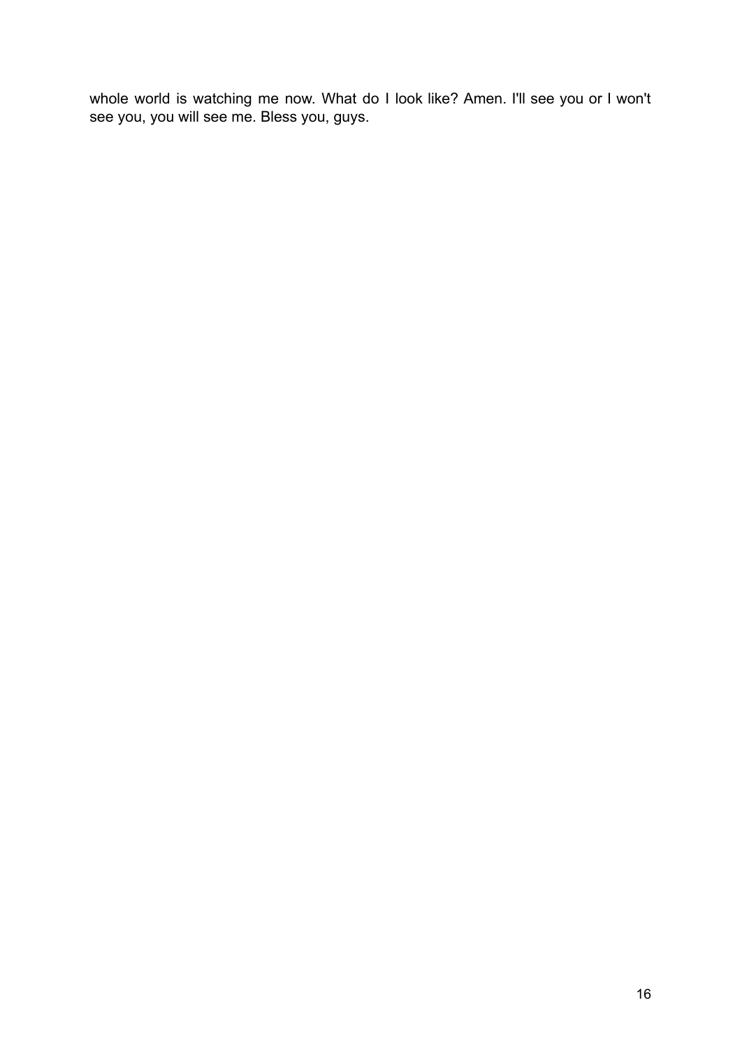whole world is watching me now. What do I look like? Amen. I'll see you or I won't see you, you will see me. Bless you, guys.